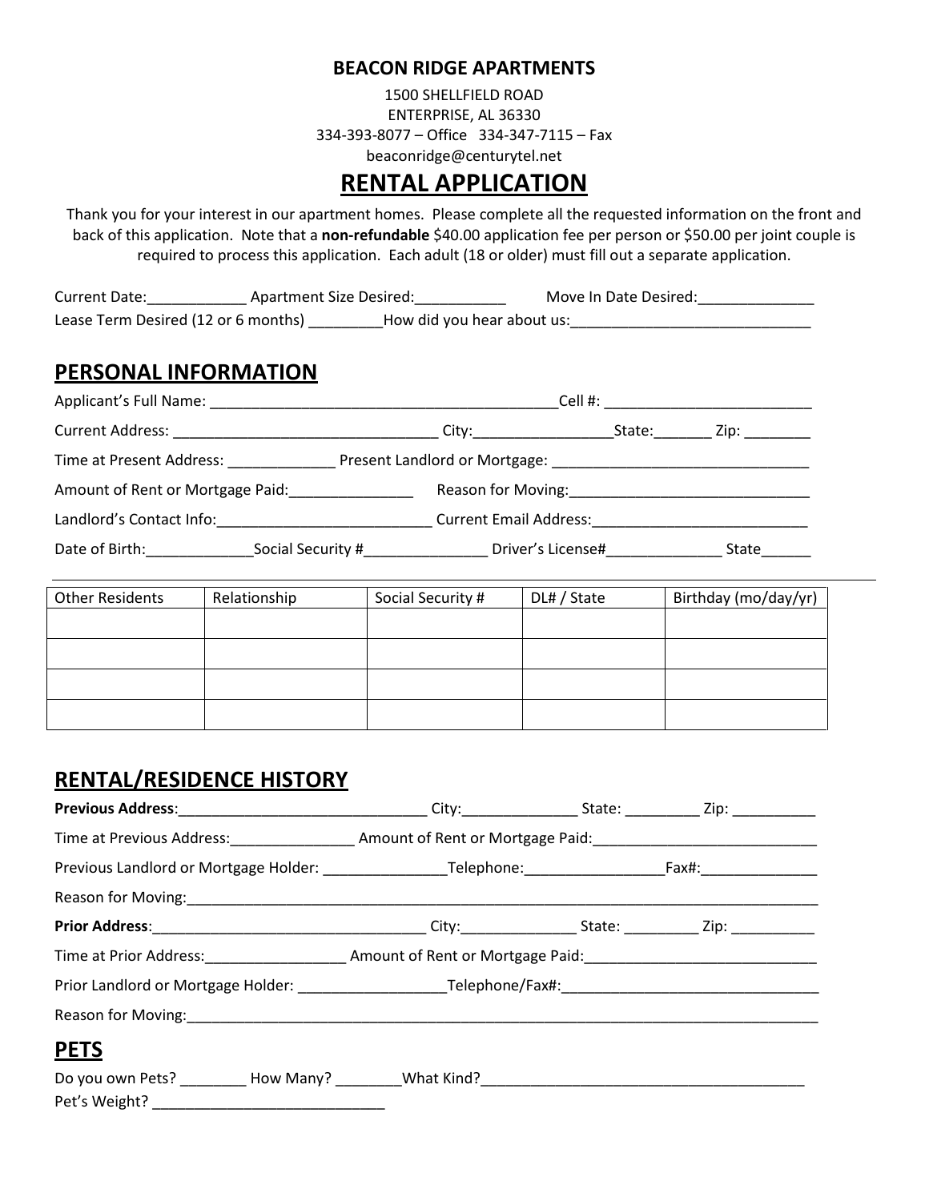**BEACON RIDGE APARTMENTS**

1500 SHELLFIELD ROAD
ENTERPRISE, AL 36330
334-393-8077 – Office   334-347-7115 – Fax
beaconridge@centurytel.net

# RENTAL APPLICATION

Thank you for your interest in our apartment homes. Please complete all the requested information on the front and back of this application. Note that a **non-refundable** $40.00 application fee per person or $50.00 per joint couple is required to process this application. Each adult (18 or older) must fill out a separate application.

Current Date:____________ Apartment Size Desired:___________ Move In Date Desired:______________

Lease Term Desired (12 or 6 months) _________How did you hear about us:_____________________________

## PERSONAL INFORMATION

Applicant's Full Name: ___________________________________________Cell #: _________________________

Current Address: _________________________________ City:_________________State:_______ Zip: ________

Time at Present Address: _____________ Present Landlord or Mortgage: _______________________________

Amount of Rent or Mortgage Paid:_______________ Reason for Moving:_____________________________

Landlord's Contact Info:__________________________ Current Email Address:__________________________

Date of Birth:_____________Social Security #_______________ Driver's License#______________ State______

| Other Residents | Relationship | Social Security # | DL# / State | Birthday (mo/day/yr) |
|---|---|---|---|---|
| | | | | |
| | | | | |
| | | | | |
| | | | | |

## RENTAL/RESIDENCE HISTORY

**Previous Address**:_______________________________ City:______________ State: _________ Zip: __________

Time at Previous Address:_______________ Amount of Rent or Mortgage Paid:___________________________

Previous Landlord or Mortgage Holder: _______________Telephone:_________________Fax#:______________

Reason for Moving:_________________________________________________________________________

**Prior Address**:__________________________________ City:______________ State: _________ Zip: __________

Time at Prior Address:_________________ Amount of Rent or Mortgage Paid:____________________________

Prior Landlord or Mortgage Holder: __________________Telephone/Fax#:_______________________________

Reason for Moving:_________________________________________________________________________

## PETS

Do you own Pets? ________ How Many? ________What Kind?_______________________________________

Pet's Weight? ____________________________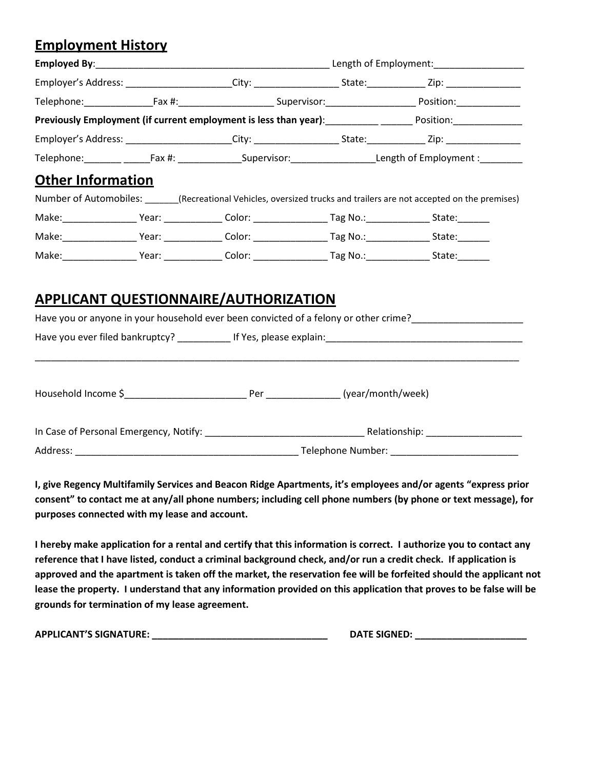## Employment History

**Employed By**:_____________________________________________ Length of Employment:_________________

Employer's Address: ____________________City: ________________ State:___________ Zip: ______________

Telephone:_____________Fax #:__________________ Supervisor:_________________ Position:____________

**Previously Employment (if current employment is less than year)**:__________ ______ Position:_____________

Employer's Address: ____________________City: ________________ State:___________ Zip: ______________

Telephone:_______ _____Fax #: ____________Supervisor:________________Length of Employment :________

## Other Information

Number of Automobiles: ______(Recreational Vehicles, oversized trucks and trailers are not accepted on the premises)

Make:______________ Year: ___________ Color: ______________ Tag No.:____________ State:______

Make:______________ Year: ___________ Color: ______________ Tag No.:____________ State:______

Make:______________ Year: ___________ Color: ______________ Tag No.:____________ State:______

## APPLICANT QUESTIONNAIRE/AUTHORIZATION

Have you or anyone in your household ever been convicted of a felony or other crime?_____________________

Have you ever filed bankruptcy? __________ If Yes, please explain:_____________________________________

______________________________________________________________________________________________

Household Income $_______________________ Per _____________ (year/month/week)

In Case of Personal Emergency, Notify: ______________________________ Relationship: __________________

Address: __________________________________________ Telephone Number: ________________________

**I, give Regency Multifamily Services and Beacon Ridge Apartments, it's employees and/or agents "express prior consent" to contact me at any/all phone numbers; including cell phone numbers (by phone or text message), for purposes connected with my lease and account.**

**I hereby make application for a rental and certify that this information is correct. I authorize you to contact any reference that I have listed, conduct a criminal background check, and/or run a credit check. If application is approved and the apartment is taken off the market, the reservation fee will be forfeited should the applicant not lease the property. I understand that any information provided on this application that proves to be false will be grounds for termination of my lease agreement.**

**APPLICANT'S SIGNATURE: _________________________________ DATE SIGNED: _____________________**